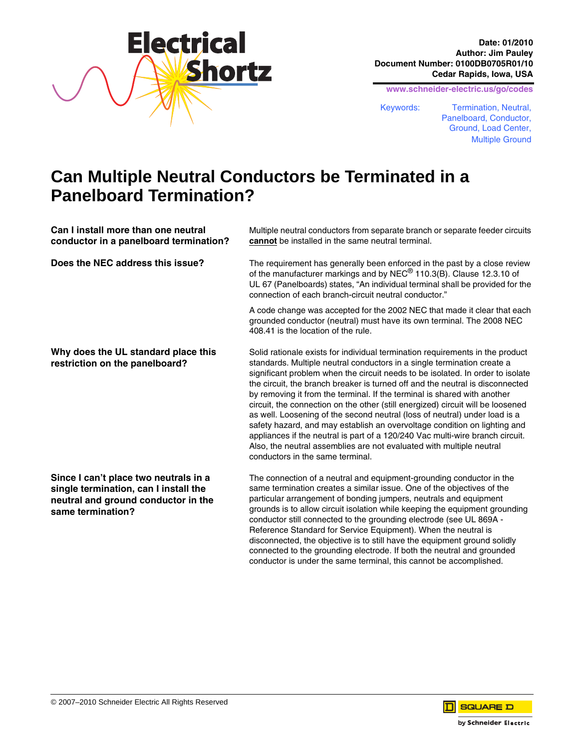Date: 01/2010
Author: Jim Pauley
Document Number: 0100DB0705R01/10
Cedar Rapids, Iowa, USA

www.schneider-electric.us/go/codes

Keywords: Termination, Neutral, Panelboard, Conductor, Ground, Load Center, Multiple Ground

# Can Multiple Neutral Conductors be Terminated in a Panelboard Termination?

**Can I install more than one neutral conductor in a panelboard termination?**

Multiple neutral conductors from separate branch or separate feeder circuits **cannot** be installed in the same neutral terminal.

**Does the NEC address this issue?**

The requirement has generally been enforced in the past by a close review of the manufacturer markings and by NEC® 110.3(B). Clause 12.3.10 of UL 67 (Panelboards) states, "An individual terminal shall be provided for the connection of each branch-circuit neutral conductor."

A code change was accepted for the 2002 NEC that made it clear that each grounded conductor (neutral) must have its own terminal. The 2008 NEC 408.41 is the location of the rule.

**Why does the UL standard place this restriction on the panelboard?**

Solid rationale exists for individual termination requirements in the product standards. Multiple neutral conductors in a single termination create a significant problem when the circuit needs to be isolated. In order to isolate the circuit, the branch breaker is turned off and the neutral is disconnected by removing it from the terminal. If the terminal is shared with another circuit, the connection on the other (still energized) circuit will be loosened as well. Loosening of the second neutral (loss of neutral) under load is a safety hazard, and may establish an overvoltage condition on lighting and appliances if the neutral is part of a 120/240 Vac multi-wire branch circuit. Also, the neutral assemblies are not evaluated with multiple neutral conductors in the same terminal.

**Since I can't place two neutrals in a single termination, can I install the neutral and ground conductor in the same termination?**

The connection of a neutral and equipment-grounding conductor in the same termination creates a similar issue. One of the objectives of the particular arrangement of bonding jumpers, neutrals and equipment grounds is to allow circuit isolation while keeping the equipment grounding conductor still connected to the grounding electrode (see UL 869A - Reference Standard for Service Equipment). When the neutral is disconnected, the objective is to still have the equipment ground solidly connected to the grounding electrode. If both the neutral and grounded conductor is under the same terminal, this cannot be accomplished.

© 2007–2010 Schneider Electric All Rights Reserved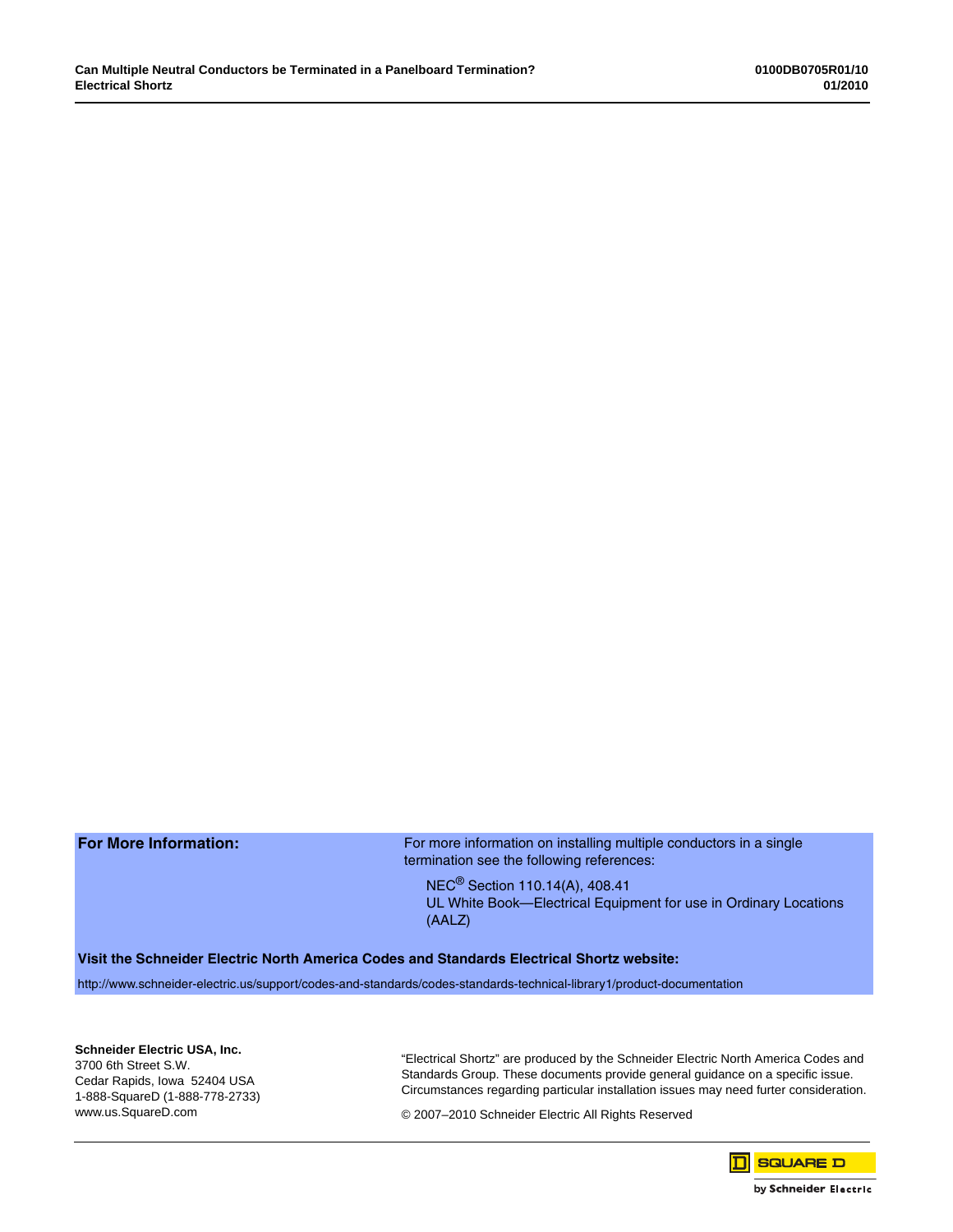**For More Information:**

For more information on installing multiple conductors in a single termination see the following references:

NEC® Section 110.14(A), 408.41
UL White Book—Electrical Equipment for use in Ordinary Locations (AALZ)

**Visit the Schneider Electric North America Codes and Standards Electrical Shortz website:**

http://www.schneider-electric.us/support/codes-and-standards/codes-standards-technical-library1/product-documentation

**Schneider Electric USA, Inc.**
3700 6th Street S.W.
Cedar Rapids, Iowa 52404 USA
1-888-SquareD (1-888-778-2733)
www.us.SquareD.com

"Electrical Shortz" are produced by the Schneider Electric North America Codes and Standards Group. These documents provide general guidance on a specific issue. Circumstances regarding particular installation issues may need furter consideration.

© 2007–2010 Schneider Electric All Rights Reserved

SQUARE D by Schneider Electric